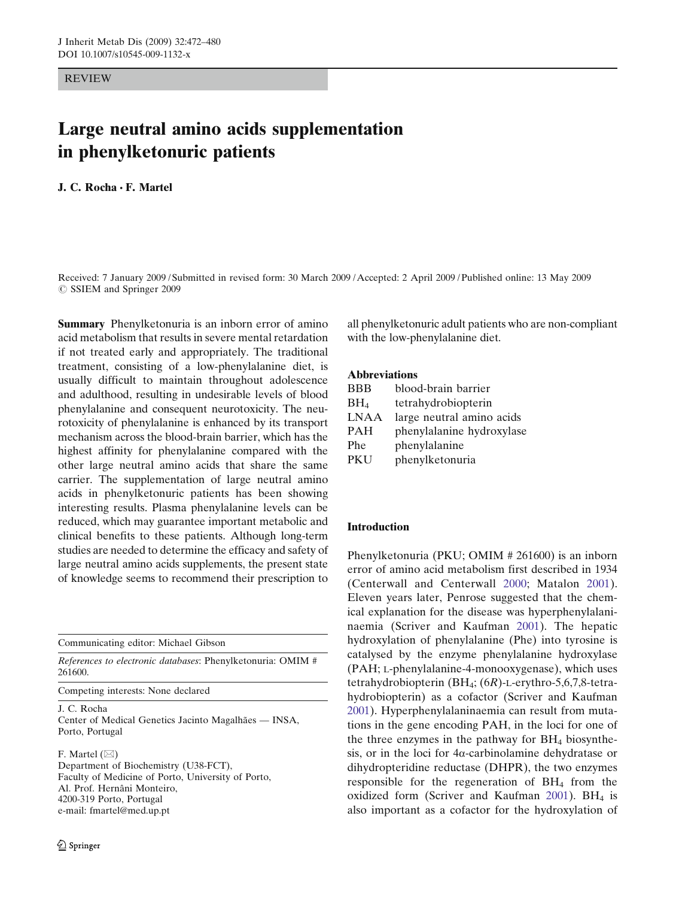REVIEW

# Large neutral amino acids supplementation in phenylketonuric patients

**J. C. Rocha · F. Martel**

Received: 7 January 2009 / Submitted in revised form: 30 March 2009 / Accepted: 2 April 2009 / Published online: 13 May 2009
© SSIEM and Springer 2009

**Summary** Phenylketonuria is an inborn error of amino acid metabolism that results in severe mental retardation if not treated early and appropriately. The traditional treatment, consisting of a low-phenylalanine diet, is usually difficult to maintain throughout adolescence and adulthood, resulting in undesirable levels of blood phenylalanine and consequent neurotoxicity. The neurotoxicity of phenylalanine is enhanced by its transport mechanism across the blood-brain barrier, which has the highest affinity for phenylalanine compared with the other large neutral amino acids that share the same carrier. The supplementation of large neutral amino acids in phenylketonuric patients has been showing interesting results. Plasma phenylalanine levels can be reduced, which may guarantee important metabolic and clinical benefits to these patients. Although long-term studies are needed to determine the efficacy and safety of large neutral amino acids supplements, the present state of knowledge seems to recommend their prescription to all phenylketonuric adult patients who are non-compliant with the low-phenylalanine diet.

Communicating editor: Michael Gibson

*References to electronic databases*: Phenylketonuria: OMIM # 261600.

Competing interests: None declared

J. C. Rocha
Center of Medical Genetics Jacinto Magalhães — INSA, Porto, Portugal

F. Martel (✉)
Department of Biochemistry (U38-FCT), Faculty of Medicine of Porto, University of Porto, Al. Prof. Hernâni Monteiro, 4200-319 Porto, Portugal
e-mail: fmartel@med.up.pt

**Abbreviations**

| | |
|---|---|
| BBB | blood-brain barrier |
| $BH_4$ | tetrahydrobiopterin |
| LNAA | large neutral amino acids |
| PAH | phenylalanine hydroxylase |
| Phe | phenylalanine |
| PKU | phenylketonuria |

## Introduction

Phenylketonuria (PKU; OMIM # 261600) is an inborn error of amino acid metabolism first described in 1934 (Centerwall and Centerwall 2000; Matalon 2001). Eleven years later, Penrose suggested that the chemical explanation for the disease was hyperphenylalaninaemia (Scriver and Kaufman 2001). The hepatic hydroxylation of phenylalanine (Phe) into tyrosine is catalysed by the enzyme phenylalanine hydroxylase (PAH; L-phenylalanine-4-monooxygenase), which uses tetrahydrobiopterin ($BH_4$; (6*R*)-L-erythro-5,6,7,8-tetrahydrobiopterin) as a cofactor (Scriver and Kaufman 2001). Hyperphenylalaninaemia can result from mutations in the gene encoding PAH, in the loci for one of the three enzymes in the pathway for $BH_4$ biosynthesis, or in the loci for 4α-carbinolamine dehydratase or dihydropteridine reductase (DHPR), the two enzymes responsible for the regeneration of $BH_4$ from the oxidized form (Scriver and Kaufman 2001). $BH_4$ is also important as a cofactor for the hydroxylation of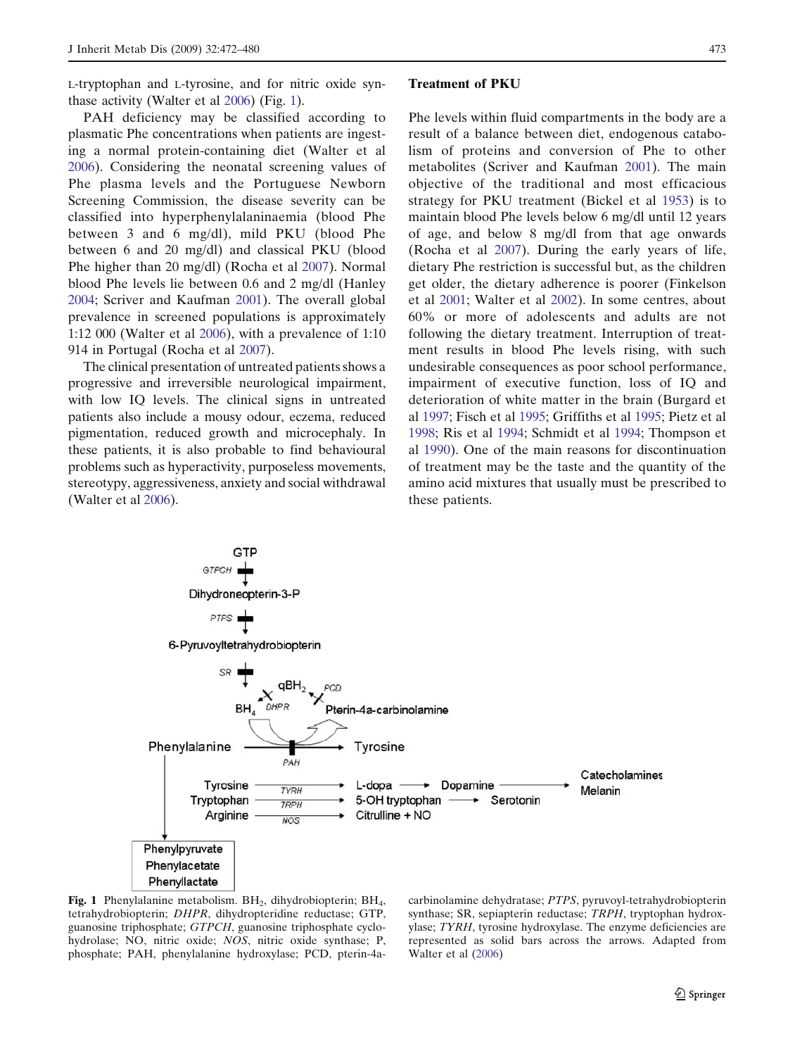L-tryptophan and L-tyrosine, and for nitric oxide synthase activity (Walter et al 2006) (Fig. 1).

PAH deficiency may be classified according to plasmatic Phe concentrations when patients are ingesting a normal protein-containing diet (Walter et al 2006). Considering the neonatal screening values of Phe plasma levels and the Portuguese Newborn Screening Commission, the disease severity can be classified into hyperphenylalaninaemia (blood Phe between 3 and 6 mg/dl), mild PKU (blood Phe between 6 and 20 mg/dl) and classical PKU (blood Phe higher than 20 mg/dl) (Rocha et al 2007). Normal blood Phe levels lie between 0.6 and 2 mg/dl (Hanley 2004; Scriver and Kaufman 2001). The overall global prevalence in screened populations is approximately 1:12 000 (Walter et al 2006), with a prevalence of 1:10 914 in Portugal (Rocha et al 2007).

The clinical presentation of untreated patients shows a progressive and irreversible neurological impairment, with low IQ levels. The clinical signs in untreated patients also include a mousy odour, eczema, reduced pigmentation, reduced growth and microcephaly. In these patients, it is also probable to find behavioural problems such as hyperactivity, purposeless movements, stereotypy, aggressiveness, anxiety and social withdrawal (Walter et al 2006).

## Treatment of PKU

Phe levels within fluid compartments in the body are a result of a balance between diet, endogenous catabolism of proteins and conversion of Phe to other metabolites (Scriver and Kaufman 2001). The main objective of the traditional and most efficacious strategy for PKU treatment (Bickel et al 1953) is to maintain blood Phe levels below 6 mg/dl until 12 years of age, and below 8 mg/dl from that age onwards (Rocha et al 2007). During the early years of life, dietary Phe restriction is successful but, as the children get older, the dietary adherence is poorer (Finkelson et al 2001; Walter et al 2002). In some centres, about 60% or more of adolescents and adults are not following the dietary treatment. Interruption of treatment results in blood Phe levels rising, with such undesirable consequences as poor school performance, impairment of executive function, loss of IQ and deterioration of white matter in the brain (Burgard et al 1997; Fisch et al 1995; Griffiths et al 1995; Pietz et al 1998; Ris et al 1994; Schmidt et al 1994; Thompson et al 1990). One of the main reasons for discontinuation of treatment may be the taste and the quantity of the amino acid mixtures that usually must be prescribed to these patients.

**Fig. 1** Phenylalanine metabolism. $BH_2$, dihydrobiopterin; $BH_4$, tetrahydrobiopterin; *DHPR*, dihydropteridine reductase; GTP, guanosine triphosphate; *GTPCH*, guanosine triphosphate cyclohydrolase; NO, nitric oxide; *NOS*, nitric oxide synthase; P, phosphate; PAH, phenylalanine hydroxylase; PCD, pterin-4a-carbinolamine dehydratase; *PTPS*, pyruvoyl-tetrahydrobiopterin synthase; SR, sepiapterin reductase; *TRPH*, tryptophan hydroxylase; *TYRH*, tyrosine hydroxylase. The enzyme deficiencies are represented as solid bars across the arrows. Adapted from Walter et al (2006)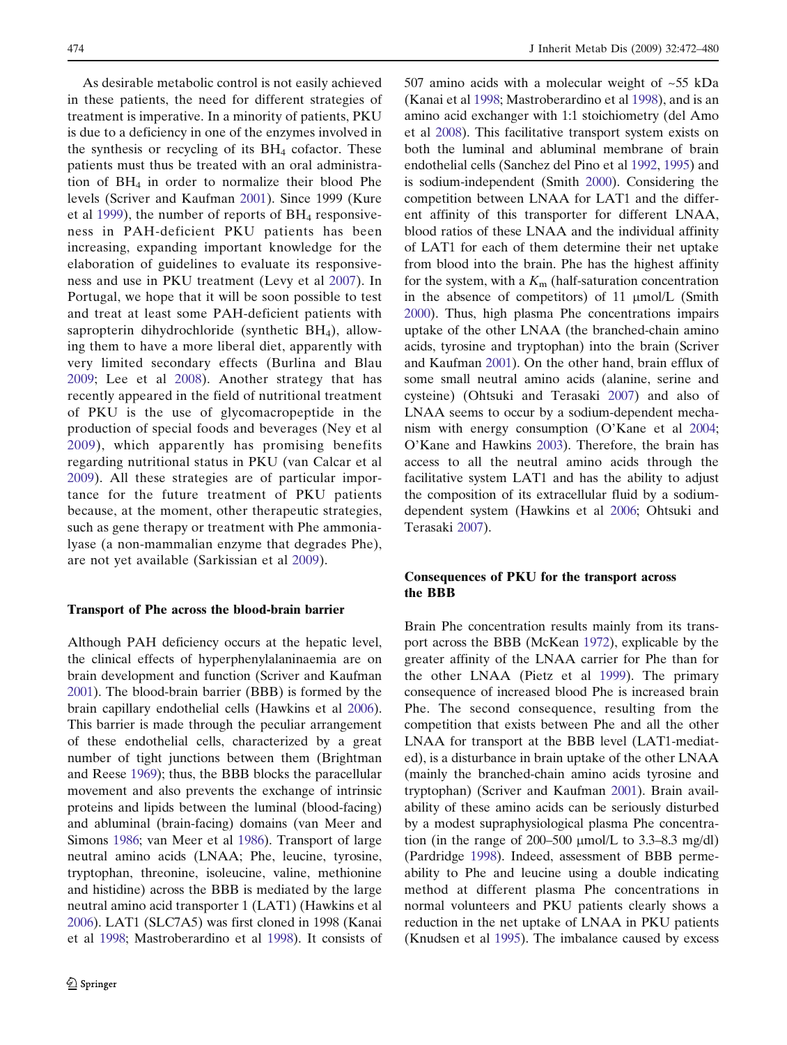As desirable metabolic control is not easily achieved in these patients, the need for different strategies of treatment is imperative. In a minority of patients, PKU is due to a deficiency in one of the enzymes involved in the synthesis or recycling of its $BH_4$ cofactor. These patients must thus be treated with an oral administration of $BH_4$ in order to normalize their blood Phe levels (Scriver and Kaufman 2001). Since 1999 (Kure et al 1999), the number of reports of $BH_4$ responsiveness in PAH-deficient PKU patients has been increasing, expanding important knowledge for the elaboration of guidelines to evaluate its responsiveness and use in PKU treatment (Levy et al 2007). In Portugal, we hope that it will be soon possible to test and treat at least some PAH-deficient patients with sapropterin dihydrochloride (synthetic $BH_4$), allowing them to have a more liberal diet, apparently with very limited secondary effects (Burlina and Blau 2009; Lee et al 2008). Another strategy that has recently appeared in the field of nutritional treatment of PKU is the use of glycomacropeptide in the production of special foods and beverages (Ney et al 2009), which apparently has promising benefits regarding nutritional status in PKU (van Calcar et al 2009). All these strategies are of particular importance for the future treatment of PKU patients because, at the moment, other therapeutic strategies, such as gene therapy or treatment with Phe ammonialyase (a non-mammalian enzyme that degrades Phe), are not yet available (Sarkissian et al 2009).

## Transport of Phe across the blood-brain barrier

Although PAH deficiency occurs at the hepatic level, the clinical effects of hyperphenylalaninaemia are on brain development and function (Scriver and Kaufman 2001). The blood-brain barrier (BBB) is formed by the brain capillary endothelial cells (Hawkins et al 2006). This barrier is made through the peculiar arrangement of these endothelial cells, characterized by a great number of tight junctions between them (Brightman and Reese 1969); thus, the BBB blocks the paracellular movement and also prevents the exchange of intrinsic proteins and lipids between the luminal (blood-facing) and abluminal (brain-facing) domains (van Meer and Simons 1986; van Meer et al 1986). Transport of large neutral amino acids (LNAA; Phe, leucine, tyrosine, tryptophan, threonine, isoleucine, valine, methionine and histidine) across the BBB is mediated by the large neutral amino acid transporter 1 (LAT1) (Hawkins et al 2006). LAT1 (SLC7A5) was first cloned in 1998 (Kanai et al 1998; Mastroberardino et al 1998). It consists of 507 amino acids with a molecular weight of ~55 kDa (Kanai et al 1998; Mastroberardino et al 1998), and is an amino acid exchanger with 1:1 stoichiometry (del Amo et al 2008). This facilitative transport system exists on both the luminal and abluminal membrane of brain endothelial cells (Sanchez del Pino et al 1992, 1995) and is sodium-independent (Smith 2000). Considering the competition between LNAA for LAT1 and the different affinity of this transporter for different LNAA, blood ratios of these LNAA and the individual affinity of LAT1 for each of them determine their net uptake from blood into the brain. Phe has the highest affinity for the system, with a $K_m$ (half-saturation concentration in the absence of competitors) of 11 μmol/L (Smith 2000). Thus, high plasma Phe concentrations impairs uptake of the other LNAA (the branched-chain amino acids, tyrosine and tryptophan) into the brain (Scriver and Kaufman 2001). On the other hand, brain efflux of some small neutral amino acids (alanine, serine and cysteine) (Ohtsuki and Terasaki 2007) and also of LNAA seems to occur by a sodium-dependent mechanism with energy consumption (O'Kane et al 2004; O'Kane and Hawkins 2003). Therefore, the brain has access to all the neutral amino acids through the facilitative system LAT1 and has the ability to adjust the composition of its extracellular fluid by a sodium-dependent system (Hawkins et al 2006; Ohtsuki and Terasaki 2007).

## Consequences of PKU for the transport across the BBB

Brain Phe concentration results mainly from its transport across the BBB (McKean 1972), explicable by the greater affinity of the LNAA carrier for Phe than for the other LNAA (Pietz et al 1999). The primary consequence of increased blood Phe is increased brain Phe. The second consequence, resulting from the competition that exists between Phe and all the other LNAA for transport at the BBB level (LAT1-mediated), is a disturbance in brain uptake of the other LNAA (mainly the branched-chain amino acids tyrosine and tryptophan) (Scriver and Kaufman 2001). Brain availability of these amino acids can be seriously disturbed by a modest supraphysiological plasma Phe concentration (in the range of 200–500 μmol/L to 3.3–8.3 mg/dl) (Pardridge 1998). Indeed, assessment of BBB permeability to Phe and leucine using a double indicating method at different plasma Phe concentrations in normal volunteers and PKU patients clearly shows a reduction in the net uptake of LNAA in PKU patients (Knudsen et al 1995). The imbalance caused by excess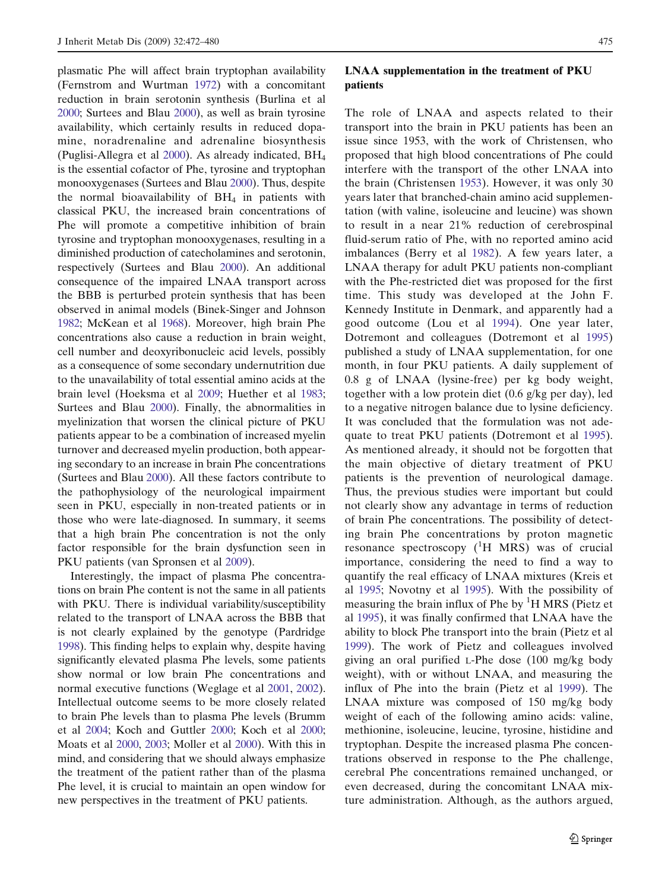plasmatic Phe will affect brain tryptophan availability (Fernstrom and Wurtman 1972) with a concomitant reduction in brain serotonin synthesis (Burlina et al 2000; Surtees and Blau 2000), as well as brain tyrosine availability, which certainly results in reduced dopamine, noradrenaline and adrenaline biosynthesis (Puglisi-Allegra et al 2000). As already indicated, $BH_4$ is the essential cofactor of Phe, tyrosine and tryptophan monooxygenases (Surtees and Blau 2000). Thus, despite the normal bioavailability of $BH_4$ in patients with classical PKU, the increased brain concentrations of Phe will promote a competitive inhibition of brain tyrosine and tryptophan monooxygenases, resulting in a diminished production of catecholamines and serotonin, respectively (Surtees and Blau 2000). An additional consequence of the impaired LNAA transport across the BBB is perturbed protein synthesis that has been observed in animal models (Binek-Singer and Johnson 1982; McKean et al 1968). Moreover, high brain Phe concentrations also cause a reduction in brain weight, cell number and deoxyribonucleic acid levels, possibly as a consequence of some secondary undernutrition due to the unavailability of total essential amino acids at the brain level (Hoeksma et al 2009; Huether et al 1983; Surtees and Blau 2000). Finally, the abnormalities in myelinization that worsen the clinical picture of PKU patients appear to be a combination of increased myelin turnover and decreased myelin production, both appearing secondary to an increase in brain Phe concentrations (Surtees and Blau 2000). All these factors contribute to the pathophysiology of the neurological impairment seen in PKU, especially in non-treated patients or in those who were late-diagnosed. In summary, it seems that a high brain Phe concentration is not the only factor responsible for the brain dysfunction seen in PKU patients (van Spronsen et al 2009).

Interestingly, the impact of plasma Phe concentrations on brain Phe content is not the same in all patients with PKU. There is individual variability/susceptibility related to the transport of LNAA across the BBB that is not clearly explained by the genotype (Pardridge 1998). This finding helps to explain why, despite having significantly elevated plasma Phe levels, some patients show normal or low brain Phe concentrations and normal executive functions (Weglage et al 2001, 2002). Intellectual outcome seems to be more closely related to brain Phe levels than to plasma Phe levels (Brumm et al 2004; Koch and Guttler 2000; Koch et al 2000; Moats et al 2000, 2003; Moller et al 2000). With this in mind, and considering that we should always emphasize the treatment of the patient rather than of the plasma Phe level, it is crucial to maintain an open window for new perspectives in the treatment of PKU patients.

## LNAA supplementation in the treatment of PKU patients

The role of LNAA and aspects related to their transport into the brain in PKU patients has been an issue since 1953, with the work of Christensen, who proposed that high blood concentrations of Phe could interfere with the transport of the other LNAA into the brain (Christensen 1953). However, it was only 30 years later that branched-chain amino acid supplementation (with valine, isoleucine and leucine) was shown to result in a near 21% reduction of cerebrospinal fluid-serum ratio of Phe, with no reported amino acid imbalances (Berry et al 1982). A few years later, a LNAA therapy for adult PKU patients non-compliant with the Phe-restricted diet was proposed for the first time. This study was developed at the John F. Kennedy Institute in Denmark, and apparently had a good outcome (Lou et al 1994). One year later, Dotremont and colleagues (Dotremont et al 1995) published a study of LNAA supplementation, for one month, in four PKU patients. A daily supplement of 0.8 g of LNAA (lysine-free) per kg body weight, together with a low protein diet (0.6 g/kg per day), led to a negative nitrogen balance due to lysine deficiency. It was concluded that the formulation was not adequate to treat PKU patients (Dotremont et al 1995). As mentioned already, it should not be forgotten that the main objective of dietary treatment of PKU patients is the prevention of neurological damage. Thus, the previous studies were important but could not clearly show any advantage in terms of reduction of brain Phe concentrations. The possibility of detecting brain Phe concentrations by proton magnetic resonance spectroscopy ($^1$H MRS) was of crucial importance, considering the need to find a way to quantify the real efficacy of LNAA mixtures (Kreis et al 1995; Novotny et al 1995). With the possibility of measuring the brain influx of Phe by $^1$H MRS (Pietz et al 1995), it was finally confirmed that LNAA have the ability to block Phe transport into the brain (Pietz et al 1999). The work of Pietz and colleagues involved giving an oral purified L-Phe dose (100 mg/kg body weight), with or without LNAA, and measuring the influx of Phe into the brain (Pietz et al 1999). The LNAA mixture was composed of 150 mg/kg body weight of each of the following amino acids: valine, methionine, isoleucine, leucine, tyrosine, histidine and tryptophan. Despite the increased plasma Phe concentrations observed in response to the Phe challenge, cerebral Phe concentrations remained unchanged, or even decreased, during the concomitant LNAA mixture administration. Although, as the authors argued,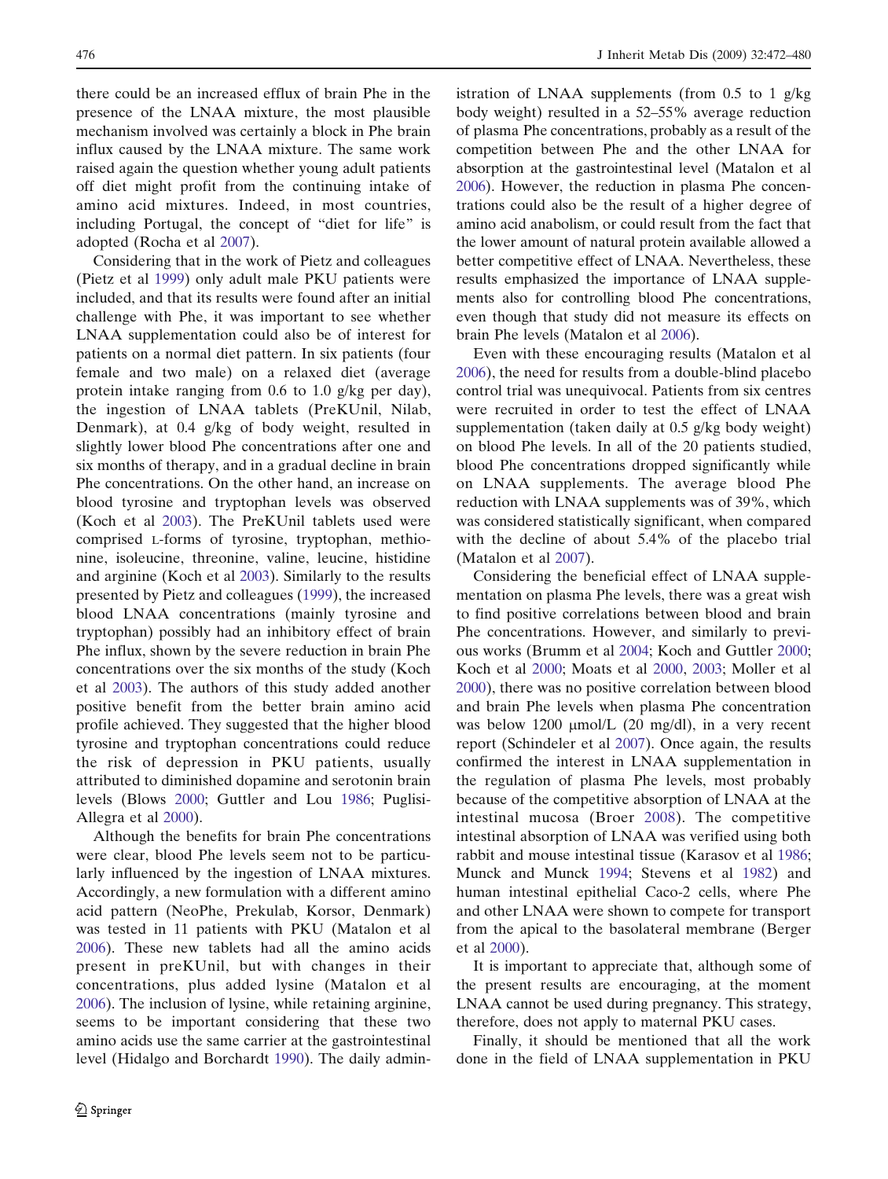there could be an increased efflux of brain Phe in the presence of the LNAA mixture, the most plausible mechanism involved was certainly a block in Phe brain influx caused by the LNAA mixture. The same work raised again the question whether young adult patients off diet might profit from the continuing intake of amino acid mixtures. Indeed, in most countries, including Portugal, the concept of "diet for life" is adopted (Rocha et al 2007).

Considering that in the work of Pietz and colleagues (Pietz et al 1999) only adult male PKU patients were included, and that its results were found after an initial challenge with Phe, it was important to see whether LNAA supplementation could also be of interest for patients on a normal diet pattern. In six patients (four female and two male) on a relaxed diet (average protein intake ranging from 0.6 to 1.0 g/kg per day), the ingestion of LNAA tablets (PreKUnil, Nilab, Denmark), at 0.4 g/kg of body weight, resulted in slightly lower blood Phe concentrations after one and six months of therapy, and in a gradual decline in brain Phe concentrations. On the other hand, an increase on blood tyrosine and tryptophan levels was observed (Koch et al 2003). The PreKUnil tablets used were comprised L-forms of tyrosine, tryptophan, methionine, isoleucine, threonine, valine, leucine, histidine and arginine (Koch et al 2003). Similarly to the results presented by Pietz and colleagues (1999), the increased blood LNAA concentrations (mainly tyrosine and tryptophan) possibly had an inhibitory effect of brain Phe influx, shown by the severe reduction in brain Phe concentrations over the six months of the study (Koch et al 2003). The authors of this study added another positive benefit from the better brain amino acid profile achieved. They suggested that the higher blood tyrosine and tryptophan concentrations could reduce the risk of depression in PKU patients, usually attributed to diminished dopamine and serotonin brain levels (Blows 2000; Guttler and Lou 1986; Puglisi-Allegra et al 2000).

Although the benefits for brain Phe concentrations were clear, blood Phe levels seem not to be particularly influenced by the ingestion of LNAA mixtures. Accordingly, a new formulation with a different amino acid pattern (NeoPhe, Prekulab, Korsor, Denmark) was tested in 11 patients with PKU (Matalon et al 2006). These new tablets had all the amino acids present in preKUnil, but with changes in their concentrations, plus added lysine (Matalon et al 2006). The inclusion of lysine, while retaining arginine, seems to be important considering that these two amino acids use the same carrier at the gastrointestinal level (Hidalgo and Borchardt 1990). The daily administration of LNAA supplements (from 0.5 to 1 g/kg body weight) resulted in a 52–55% average reduction of plasma Phe concentrations, probably as a result of the competition between Phe and the other LNAA for absorption at the gastrointestinal level (Matalon et al 2006). However, the reduction in plasma Phe concentrations could also be the result of a higher degree of amino acid anabolism, or could result from the fact that the lower amount of natural protein available allowed a better competitive effect of LNAA. Nevertheless, these results emphasized the importance of LNAA supplements also for controlling blood Phe concentrations, even though that study did not measure its effects on brain Phe levels (Matalon et al 2006).

Even with these encouraging results (Matalon et al 2006), the need for results from a double-blind placebo control trial was unequivocal. Patients from six centres were recruited in order to test the effect of LNAA supplementation (taken daily at 0.5 g/kg body weight) on blood Phe levels. In all of the 20 patients studied, blood Phe concentrations dropped significantly while on LNAA supplements. The average blood Phe reduction with LNAA supplements was of 39%, which was considered statistically significant, when compared with the decline of about 5.4% of the placebo trial (Matalon et al 2007).

Considering the beneficial effect of LNAA supplementation on plasma Phe levels, there was a great wish to find positive correlations between blood and brain Phe concentrations. However, and similarly to previous works (Brumm et al 2004; Koch and Guttler 2000; Koch et al 2000; Moats et al 2000, 2003; Moller et al 2000), there was no positive correlation between blood and brain Phe levels when plasma Phe concentration was below 1200 μmol/L (20 mg/dl), in a very recent report (Schindeler et al 2007). Once again, the results confirmed the interest in LNAA supplementation in the regulation of plasma Phe levels, most probably because of the competitive absorption of LNAA at the intestinal mucosa (Broer 2008). The competitive intestinal absorption of LNAA was verified using both rabbit and mouse intestinal tissue (Karasov et al 1986; Munck and Munck 1994; Stevens et al 1982) and human intestinal epithelial Caco-2 cells, where Phe and other LNAA were shown to compete for transport from the apical to the basolateral membrane (Berger et al 2000).

It is important to appreciate that, although some of the present results are encouraging, at the moment LNAA cannot be used during pregnancy. This strategy, therefore, does not apply to maternal PKU cases.

Finally, it should be mentioned that all the work done in the field of LNAA supplementation in PKU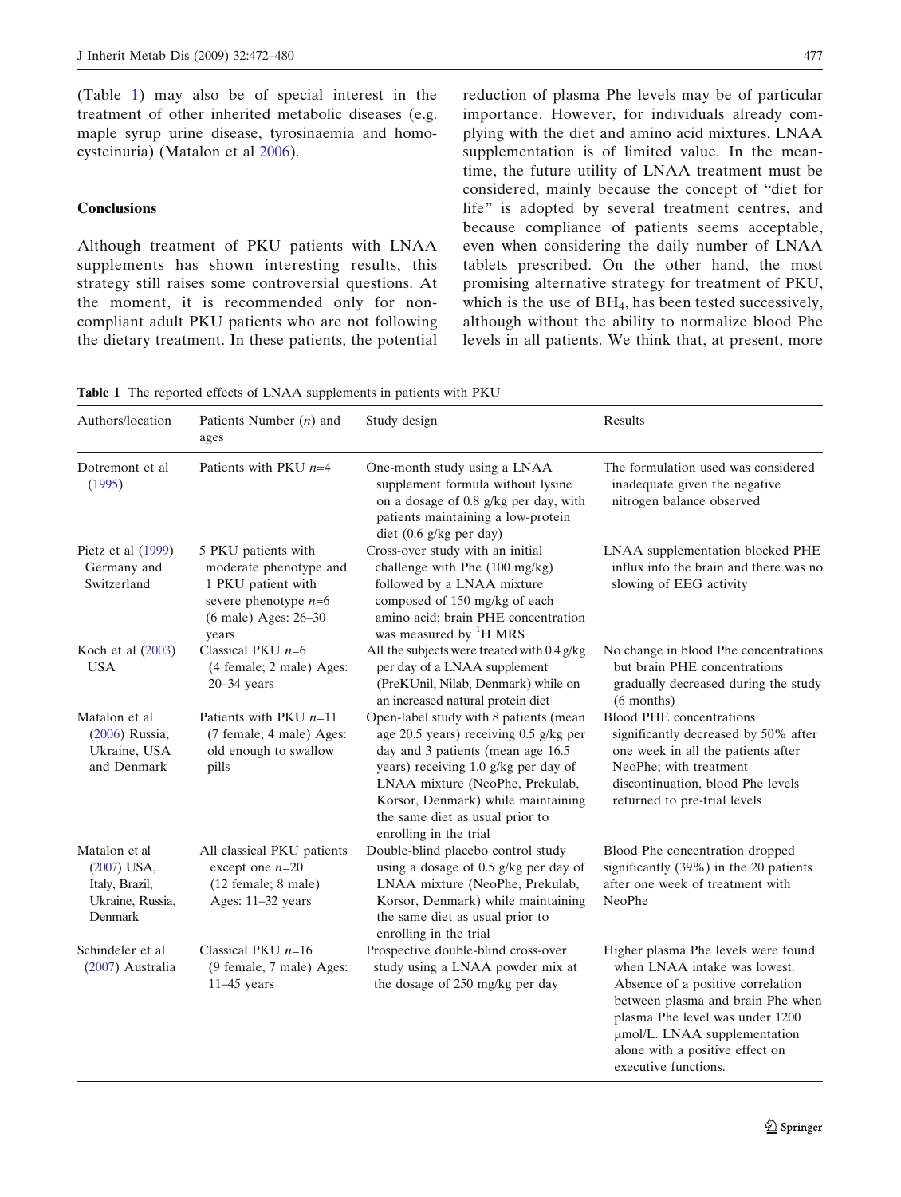(Table 1) may also be of special interest in the treatment of other inherited metabolic diseases (e.g. maple syrup urine disease, tyrosinaemia and homocysteinuria) (Matalon et al 2006).

## Conclusions

Although treatment of PKU patients with LNAA supplements has shown interesting results, this strategy still raises some controversial questions. At the moment, it is recommended only for noncompliant adult PKU patients who are not following the dietary treatment. In these patients, the potential reduction of plasma Phe levels may be of particular importance. However, for individuals already complying with the diet and amino acid mixtures, LNAA supplementation is of limited value. In the meantime, the future utility of LNAA treatment must be considered, mainly because the concept of "diet for life" is adopted by several treatment centres, and because compliance of patients seems acceptable, even when considering the daily number of LNAA tablets prescribed. On the other hand, the most promising alternative strategy for treatment of PKU, which is the use of $BH_4$, has been tested successively, although without the ability to normalize blood Phe levels in all patients. We think that, at present, more

**Table 1** The reported effects of LNAA supplements in patients with PKU

| Authors/location | Patients Number ($n$) and ages | Study design | Results |
|---|---|---|---|
| Dotremont et al (1995) | Patients with PKU $n$=4 | One-month study using a LNAA supplement formula without lysine on a dosage of 0.8 g/kg per day, with patients maintaining a low-protein diet (0.6 g/kg per day) | The formulation used was considered inadequate given the negative nitrogen balance observed |
| Pietz et al (1999) Germany and Switzerland | 5 PKU patients with moderate phenotype and 1 PKU patient with severe phenotype $n$=6 (6 male) Ages: 26–30 years | Cross-over study with an initial challenge with Phe (100 mg/kg) followed by a LNAA mixture composed of 150 mg/kg of each amino acid; brain PHE concentration was measured by $^{1}$H MRS | LNAA supplementation blocked PHE influx into the brain and there was no slowing of EEG activity |
| Koch et al (2003) USA | Classical PKU $n$=6 (4 female; 2 male) Ages: 20–34 years | All the subjects were treated with 0.4 g/kg per day of a LNAA supplement (PreKUnil, Nilab, Denmark) while on an increased natural protein diet | No change in blood Phe concentrations but brain PHE concentrations gradually decreased during the study (6 months) |
| Matalon et al (2006) Russia, Ukraine, USA and Denmark | Patients with PKU $n$=11 (7 female; 4 male) Ages: old enough to swallow pills | Open-label study with 8 patients (mean age 20.5 years) receiving 0.5 g/kg per day and 3 patients (mean age 16.5 years) receiving 1.0 g/kg per day of LNAA mixture (NeoPhe, Prekulab, Korsor, Denmark) while maintaining the same diet as usual prior to enrolling in the trial | Blood PHE concentrations significantly decreased by 50% after one week in all the patients after NeoPhe; with treatment discontinuation, blood Phe levels returned to pre-trial levels |
| Matalon et al (2007) USA, Italy, Brazil, Ukraine, Russia, Denmark | All classical PKU patients except one $n$=20 (12 female; 8 male) Ages: 11–32 years | Double-blind placebo control study using a dosage of 0.5 g/kg per day of LNAA mixture (NeoPhe, Prekulab, Korsor, Denmark) while maintaining the same diet as usual prior to enrolling in the trial | Blood Phe concentration dropped significantly (39%) in the 20 patients after one week of treatment with NeoPhe |
| Schindeler et al (2007) Australia | Classical PKU $n$=16 (9 female, 7 male) Ages: 11–45 years | Prospective double-blind cross-over study using a LNAA powder mix at the dosage of 250 mg/kg per day | Higher plasma Phe levels were found when LNAA intake was lowest. Absence of a positive correlation between plasma and brain Phe when plasma Phe level was under 1200 μmol/L. LNAA supplementation alone with a positive effect on executive functions. |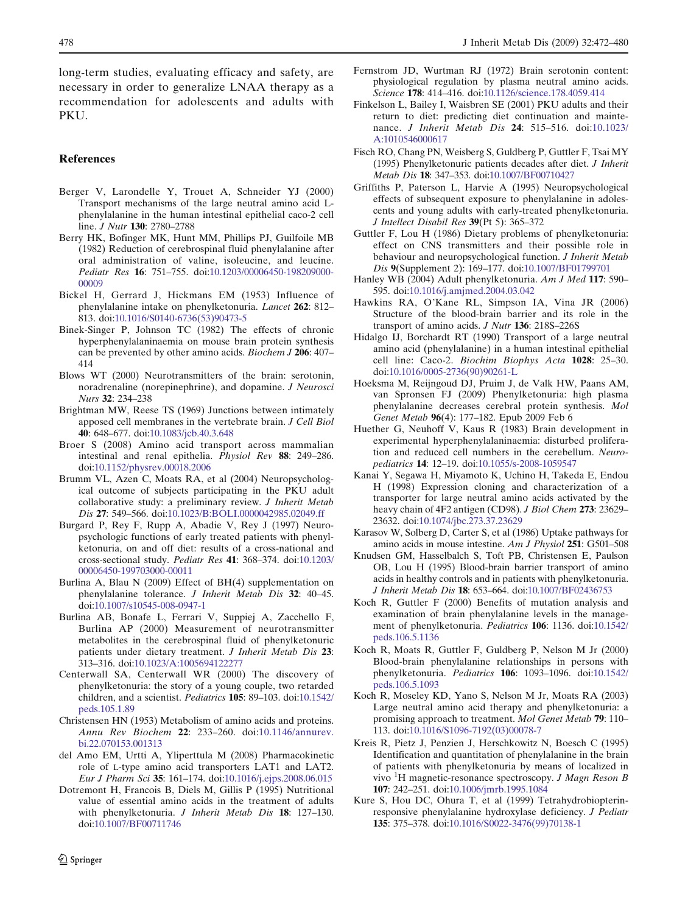long-term studies, evaluating efficacy and safety, are necessary in order to generalize LNAA therapy as a recommendation for adolescents and adults with PKU.

## References

Berger V, Larondelle Y, Trouet A, Schneider YJ (2000) Transport mechanisms of the large neutral amino acid L-phenylalanine in the human intestinal epithelial caco-2 cell line. *J Nutr* **130**: 2780–2788

Berry HK, Bofinger MK, Hunt MM, Phillips PJ, Guilfoile MB (1982) Reduction of cerebrospinal fluid phenylalanine after oral administration of valine, isoleucine, and leucine. *Pediatr Res* **16**: 751–755. doi:10.1203/00006450-198209000-00009

Bickel H, Gerrard J, Hickmans EM (1953) Influence of phenylalanine intake on phenylketonuria. *Lancet* **262**: 812–813. doi:10.1016/S0140-6736(53)90473-5

Binek-Singer P, Johnson TC (1982) The effects of chronic hyperphenylalaninaemia on mouse brain protein synthesis can be prevented by other amino acids. *Biochem J* **206**: 407–414

Blows WT (2000) Neurotransmitters of the brain: serotonin, noradrenaline (norepinephrine), and dopamine. *J Neurosci Nurs* **32**: 234–238

Brightman MW, Reese TS (1969) Junctions between intimately apposed cell membranes in the vertebrate brain. *J Cell Biol* **40**: 648–677. doi:10.1083/jcb.40.3.648

Broer S (2008) Amino acid transport across mammalian intestinal and renal epithelia. *Physiol Rev* **88**: 249–286. doi:10.1152/physrev.00018.2006

Brumm VL, Azen C, Moats RA, et al (2004) Neuropsychological outcome of subjects participating in the PKU adult collaborative study: a preliminary review. *J Inherit Metab Dis* **27**: 549–566. doi:10.1023/B:BOLI.0000042985.02049.ff

Burgard P, Rey F, Rupp A, Abadie V, Rey J (1997) Neuropsychologic functions of early treated patients with phenylketonuria, on and off diet: results of a cross-national and cross-sectional study. *Pediatr Res* **41**: 368–374. doi:10.1203/00006450-199703000-00011

Burlina A, Blau N (2009) Effect of BH(4) supplementation on phenylalanine tolerance. *J Inherit Metab Dis* **32**: 40–45. doi:10.1007/s10545-008-0947-1

Burlina AB, Bonafe L, Ferrari V, Suppiej A, Zacchello F, Burlina AP (2000) Measurement of neurotransmitter metabolites in the cerebrospinal fluid of phenylketonuric patients under dietary treatment. *J Inherit Metab Dis* **23**: 313–316. doi:10.1023/A:1005694122277

Centerwall SA, Centerwall WR (2000) The discovery of phenylketonuria: the story of a young couple, two retarded children, and a scientist. *Pediatrics* **105**: 89–103. doi:10.1542/peds.105.1.89

Christensen HN (1953) Metabolism of amino acids and proteins. *Annu Rev Biochem* **22**: 233–260. doi:10.1146/annurev.bi.22.070153.001313

del Amo EM, Urtti A, Yliperttula M (2008) Pharmacokinetic role of L-type amino acid transporters LAT1 and LAT2. *Eur J Pharm Sci* **35**: 161–174. doi:10.1016/j.ejps.2008.06.015

Dotremont H, Francois B, Diels M, Gillis P (1995) Nutritional value of essential amino acids in the treatment of adults with phenylketonuria. *J Inherit Metab Dis* **18**: 127–130. doi:10.1007/BF00711746

Fernstrom JD, Wurtman RJ (1972) Brain serotonin content: physiological regulation by plasma neutral amino acids. *Science* **178**: 414–416. doi:10.1126/science.178.4059.414

Finkelson L, Bailey I, Waisbren SE (2001) PKU adults and their return to diet: predicting diet continuation and maintenance. *J Inherit Metab Dis* **24**: 515–516. doi:10.1023/A:1010546000617

Fisch RO, Chang PN, Weisberg S, Guldberg P, Guttler F, Tsai MY (1995) Phenylketonuric patients decades after diet. *J Inherit Metab Dis* **18**: 347–353. doi:10.1007/BF00710427

Griffiths P, Paterson L, Harvie A (1995) Neuropsychological effects of subsequent exposure to phenylalanine in adolescents and young adults with early-treated phenylketonuria. *J Intellect Disabil Res* **39**(Pt 5): 365–372

Guttler F, Lou H (1986) Dietary problems of phenylketonuria: effect on CNS transmitters and their possible role in behaviour and neuropsychological function. *J Inherit Metab Dis* **9**(Supplement 2): 169–177. doi:10.1007/BF01799701

Hanley WB (2004) Adult phenylketonuria. *Am J Med* **117**: 590–595. doi:10.1016/j.amjmed.2004.03.042

Hawkins RA, O'Kane RL, Simpson IA, Vina JR (2006) Structure of the blood-brain barrier and its role in the transport of amino acids. *J Nutr* **136**: 218S–226S

Hidalgo IJ, Borchardt RT (1990) Transport of a large neutral amino acid (phenylalanine) in a human intestinal epithelial cell line: Caco-2. *Biochim Biophys Acta* **1028**: 25–30. doi:10.1016/0005-2736(90)90261-L

Hoeksma M, Reijngoud DJ, Pruim J, de Valk HW, Paans AM, van Spronsen FJ (2009) Phenylketonuria: high plasma phenylalanine decreases cerebral protein synthesis. *Mol Genet Metab* **96**(4): 177–182. Epub 2009 Feb 6

Huether G, Neuhoff V, Kaus R (1983) Brain development in experimental hyperphenylalaninaemia: disturbed proliferation and reduced cell numbers in the cerebellum. *Neuropediatrics* **14**: 12–19. doi:10.1055/s-2008-1059547

Kanai Y, Segawa H, Miyamoto K, Uchino H, Takeda E, Endou H (1998) Expression cloning and characterization of a transporter for large neutral amino acids activated by the heavy chain of 4F2 antigen (CD98). *J Biol Chem* **273**: 23629–23632. doi:10.1074/jbc.273.37.23629

Karasov W, Solberg D, Carter S, et al (1986) Uptake pathways for amino acids in mouse intestine. *Am J Physiol* **251**: G501–508

Knudsen GM, Hasselbalch S, Toft PB, Christensen E, Paulson OB, Lou H (1995) Blood-brain barrier transport of amino acids in healthy controls and in patients with phenylketonuria. *J Inherit Metab Dis* **18**: 653–664. doi:10.1007/BF02436753

Koch R, Guttler F (2000) Benefits of mutation analysis and examination of brain phenylalanine levels in the management of phenylketonuria. *Pediatrics* **106**: 1136. doi:10.1542/peds.106.5.1136

Koch R, Moats R, Guttler F, Guldberg P, Nelson M Jr (2000) Blood-brain phenylalanine relationships in persons with phenylketonuria. *Pediatrics* **106**: 1093–1096. doi:10.1542/peds.106.5.1093

Koch R, Moseley KD, Yano S, Nelson M Jr, Moats RA (2003) Large neutral amino acid therapy and phenylketonuria: a promising approach to treatment. *Mol Genet Metab* **79**: 110–113. doi:10.1016/S1096-7192(03)00078-7

Kreis R, Pietz J, Penzien J, Herschkowitz N, Boesch C (1995) Identification and quantitation of phenylalanine in the brain of patients with phenylketonuria by means of localized in vivo $^{1}$H magnetic-resonance spectroscopy. *J Magn Reson B* **107**: 242–251. doi:10.1006/jmrb.1995.1084

Kure S, Hou DC, Ohura T, et al (1999) Tetrahydrobiopterin-responsive phenylalanine hydroxylase deficiency. *J Pediatr* **135**: 375–378. doi:10.1016/S0022-3476(99)70138-1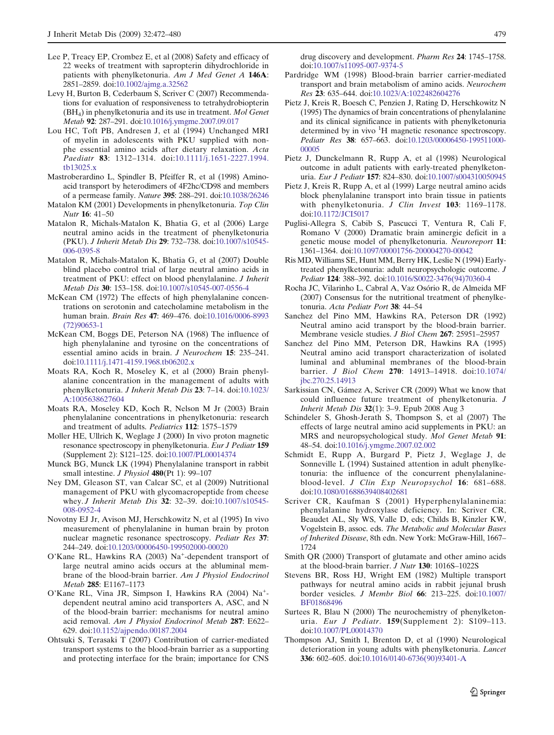Lee P, Treacy EP, Crombez E, et al (2008) Safety and efficacy of 22 weeks of treatment with sapropterin dihydrochloride in patients with phenylketonuria. *Am J Med Genet A* **146A**: 2851–2859. doi:10.1002/ajmg.a.32562

Levy H, Burton B, Cederbaum S, Scriver C (2007) Recommendations for evaluation of responsiveness to tetrahydrobiopterin ($BH_4$) in phenylketonuria and its use in treatment. *Mol Genet Metab* **92**: 287–291. doi:10.1016/j.ymgme.2007.09.017

Lou HC, Toft PB, Andresen J, et al (1994) Unchanged MRI of myelin in adolescents with PKU supplied with non-phe essential amino acids after dietary relaxation. *Acta Paediatr* **83**: 1312–1314. doi:10.1111/j.1651-2227.1994.tb13025.x

Mastroberardino L, Spindler B, Pfeiffer R, et al (1998) Amino-acid transport by heterodimers of 4F2hc/CD98 and members of a permease family. *Nature* **395**: 288–291. doi:10.1038/26246

Matalon KM (2001) Developments in phenylketonuria. *Top Clin Nutr* **16**: 41–50

Matalon R, Michals-Matalon K, Bhatia G, et al (2006) Large neutral amino acids in the treatment of phenylketonuria (PKU). *J Inherit Metab Dis* **29**: 732–738. doi:10.1007/s10545-006-0395-8

Matalon R, Michals-Matalon K, Bhatia G, et al (2007) Double blind placebo control trial of large neutral amino acids in treatment of PKU: effect on blood phenylalanine. *J Inherit Metab Dis* **30**: 153–158. doi:10.1007/s10545-007-0556-4

McKean CM (1972) The effects of high phenylalanine concentrations on serotonin and catecholamine metabolism in the human brain. *Brain Res* **47**: 469–476. doi:10.1016/0006-8993(72)90653-1

McKean CM, Boggs DE, Peterson NA (1968) The influence of high phenylalanine and tyrosine on the concentrations of essential amino acids in brain. *J Neurochem* **15**: 235–241. doi:10.1111/j.1471-4159.1968.tb06202.x

Moats RA, Koch R, Moseley K, et al (2000) Brain phenylalanine concentration in the management of adults with phenylketonuria. *J Inherit Metab Dis* **23**: 7–14. doi:10.1023/A:1005638627604

Moats RA, Moseley KD, Koch R, Nelson M Jr (2003) Brain phenylalanine concentrations in phenylketonuria: research and treatment of adults. *Pediatrics* **112**: 1575–1579

Moller HE, Ullrich K, Weglage J (2000) In vivo proton magnetic resonance spectroscopy in phenylketonuria. *Eur J Pediatr* **159** (Supplement 2): S121–125. doi:10.1007/PL00014374

Munck BG, Munck LK (1994) Phenylalanine transport in rabbit small intestine. *J Physiol* **480**(Pt 1): 99–107

Ney DM, Gleason ST, van Calcar SC, et al (2009) Nutritional management of PKU with glycomacropeptide from cheese whey. *J Inherit Metab Dis* **32**: 32–39. doi:10.1007/s10545-008-0952-4

Novotny EJ Jr, Avison MJ, Herschkowitz N, et al (1995) In vivo measurement of phenylalanine in human brain by proton nuclear magnetic resonance spectroscopy. *Pediatr Res* **37**: 244–249. doi:10.1203/00006450-199502000-00020

O'Kane RL, Hawkins RA (2003) $Na^+$-dependent transport of large neutral amino acids occurs at the abluminal membrane of the blood-brain barrier. *Am J Physiol Endocrinol Metab* **285**: E1167–1173

O'Kane RL, Vina JR, Simpson I, Hawkins RA (2004) $Na^+$-dependent neutral amino acid transporters A, ASC, and N of the blood-brain barrier: mechanisms for neutral amino acid removal. *Am J Physiol Endocrinol Metab* **287**: E622–629. doi:10.1152/ajpendo.00187.2004

Ohtsuki S, Terasaki T (2007) Contribution of carrier-mediated transport systems to the blood-brain barrier as a supporting and protecting interface for the brain; importance for CNS drug discovery and development. *Pharm Res* **24**: 1745–1758. doi:10.1007/s11095-007-9374-5

Pardridge WM (1998) Blood-brain barrier carrier-mediated transport and brain metabolism of amino acids. *Neurochem Res* **23**: 635–644. doi:10.1023/A:1022482604276

Pietz J, Kreis R, Boesch C, Penzien J, Rating D, Herschkowitz N (1995) The dynamics of brain concentrations of phenylalanine and its clinical significance in patients with phenylketonuria determined by in vivo $^1H$ magnetic resonance spectroscopy. *Pediatr Res* **38**: 657–663. doi:10.1203/00006450-199511000-00005

Pietz J, Dunckelmann R, Rupp A, et al (1998) Neurological outcome in adult patients with early-treated phenylketonuria. *Eur J Pediatr* **157**: 824–830. doi:10.1007/s004310050945

Pietz J, Kreis R, Rupp A, et al (1999) Large neutral amino acids block phenylalanine transport into brain tissue in patients with phenylketonuria. *J Clin Invest* **103**: 1169–1178. doi:10.1172/JCI5017

Puglisi-Allegra S, Cabib S, Pascucci T, Ventura R, Cali F, Romano V (2000) Dramatic brain aminergic deficit in a genetic mouse model of phenylketonuria. *Neuroreport* **11**: 1361–1364. doi:10.1097/00001756-200004270-00042

Ris MD, Williams SE, Hunt MM, Berry HK, Leslie N (1994) Early-treated phenylketonuria: adult neuropsychologic outcome. *J Pediatr* **124**: 388–392. doi:10.1016/S0022-3476(94)70360-4

Rocha JC, Vilarinho L, Cabral A, Vaz Osório R, de Almeida MF (2007) Consensus for the nutritional treatment of phenylketonuria. *Acta Pediatr Port* **38**: 44–54

Sanchez del Pino MM, Hawkins RA, Peterson DR (1992) Neutral amino acid transport by the blood-brain barrier. Membrane vesicle studies. *J Biol Chem* **267**: 25951–25957

Sanchez del Pino MM, Peterson DR, Hawkins RA (1995) Neutral amino acid transport characterization of isolated luminal and abluminal membranes of the blood-brain barrier. *J Biol Chem* **270**: 14913–14918. doi:10.1074/jbc.270.25.14913

Sarkissian CN, Gámez A, Scriver CR (2009) What we know that could influence future treatment of phenylketonuria. *J Inherit Metab Dis* **32**(1): 3–9. Epub 2008 Aug 3

Schindeler S, Ghosh-Jerath S, Thompson S, et al (2007) The effects of large neutral amino acid supplements in PKU: an MRS and neuropsychological study. *Mol Genet Metab* **91**: 48–54. doi:10.1016/j.ymgme.2007.02.002

Schmidt E, Rupp A, Burgard P, Pietz J, Weglage J, de Sonneville L (1994) Sustained attention in adult phenylketonuria: the influence of the concurrent phenylalanine-blood-level. *J Clin Exp Neuropsychol* **16**: 681–688. doi:10.1080/01688639408402681

Scriver CR, Kaufman S (2001) Hyperphenylalaninemia: phenylalanine hydroxylase deficiency. In: Scriver CR, Beaudet AL, Sly WS, Valle D, eds; Childs B, Kinzler KW, Vogelstein B, assoc. eds. *The Metabolic and Molecular Bases of Inherited Disease*, 8th edn. New York: McGraw-Hill, 1667–1724

Smith QR (2000) Transport of glutamate and other amino acids at the blood-brain barrier. *J Nutr* **130**: 1016S–1022S

Stevens BR, Ross HJ, Wright EM (1982) Multiple transport pathways for neutral amino acids in rabbit jejunal brush border vesicles. *J Membr Biol* **66**: 213–225. doi:10.1007/BF01868496

Surtees R, Blau N (2000) The neurochemistry of phenylketonuria. *Eur J Pediatr.* **159**(Supplement 2): S109–113. doi:10.1007/PL00014370

Thompson AJ, Smith I, Brenton D, et al (1990) Neurological deterioration in young adults with phenylketonuria. *Lancet* **336**: 602–605. doi:10.1016/0140-6736(90)93401-A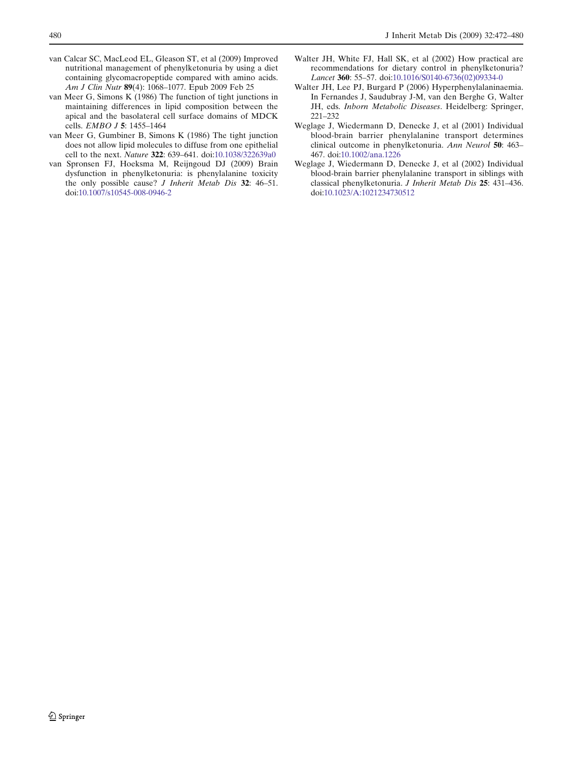van Calcar SC, MacLeod EL, Gleason ST, et al (2009) Improved nutritional management of phenylketonuria by using a diet containing glycomacropeptide compared with amino acids. *Am J Clin Nutr* **89**(4): 1068–1077. Epub 2009 Feb 25

van Meer G, Simons K (1986) The function of tight junctions in maintaining differences in lipid composition between the apical and the basolateral cell surface domains of MDCK cells. *EMBO J* **5**: 1455–1464

van Meer G, Gumbiner B, Simons K (1986) The tight junction does not allow lipid molecules to diffuse from one epithelial cell to the next. *Nature* **322**: 639–641. doi:10.1038/322639a0

van Spronsen FJ, Hoeksma M, Reijngoud DJ (2009) Brain dysfunction in phenylketonuria: is phenylalanine toxicity the only possible cause? *J Inherit Metab Dis* **32**: 46–51. doi:10.1007/s10545-008-0946-2

Walter JH, White FJ, Hall SK, et al (2002) How practical are recommendations for dietary control in phenylketonuria? *Lancet* **360**: 55–57. doi:10.1016/S0140-6736(02)09334-0

Walter JH, Lee PJ, Burgard P (2006) Hyperphenylalaninaemia. In Fernandes J, Saudubray J-M, van den Berghe G, Walter JH, eds. *Inborn Metabolic Diseases*. Heidelberg: Springer, 221–232

Weglage J, Wiedermann D, Denecke J, et al (2001) Individual blood-brain barrier phenylalanine transport determines clinical outcome in phenylketonuria. *Ann Neurol* **50**: 463–467. doi:10.1002/ana.1226

Weglage J, Wiedermann D, Denecke J, et al (2002) Individual blood-brain barrier phenylalanine transport in siblings with classical phenylketonuria. *J Inherit Metab Dis* **25**: 431–436. doi:10.1023/A:1021234730512